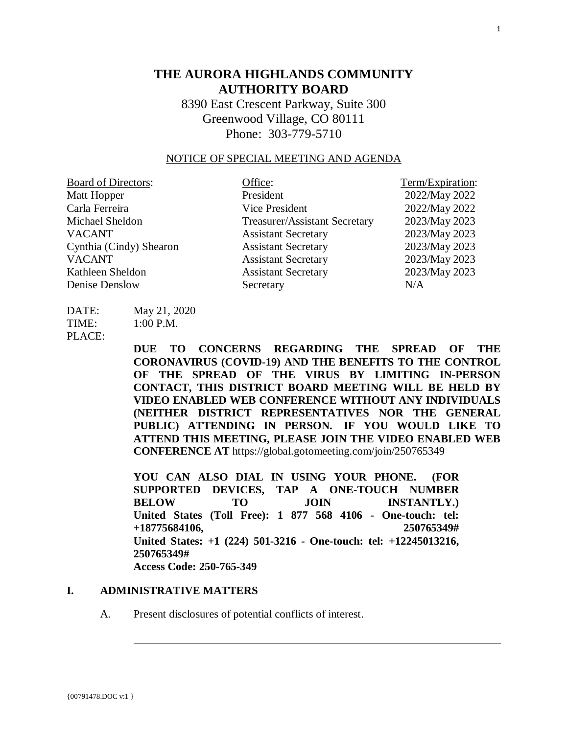# THE AURORA HIGHLANDS COMMUNITY AUTHORITY BOARD

8390 East Crescent Parkway, Suite 300
Greenwood Village, CO 80111
Phone: 303-779-5710

NOTICE OF SPECIAL MEETING AND AGENDA

| Board of Directors: | Office: | Term/Expiration: |
|---|---|---|
| Matt Hopper | President | 2022/May 2022 |
| Carla Ferreira | Vice President | 2022/May 2022 |
| Michael Sheldon | Treasurer/Assistant Secretary | 2023/May 2023 |
| VACANT | Assistant Secretary | 2023/May 2023 |
| Cynthia (Cindy) Shearon | Assistant Secretary | 2023/May 2023 |
| VACANT | Assistant Secretary | 2023/May 2023 |
| Kathleen Sheldon | Assistant Secretary | 2023/May 2023 |
| Denise Denslow | Secretary | N/A |

DATE: May 21, 2020
TIME: 1:00 P.M.
PLACE:

**DUE TO CONCERNS REGARDING THE SPREAD OF THE CORONAVIRUS (COVID-19) AND THE BENEFITS TO THE CONTROL OF THE SPREAD OF THE VIRUS BY LIMITING IN-PERSON CONTACT, THIS DISTRICT BOARD MEETING WILL BE HELD BY VIDEO ENABLED WEB CONFERENCE WITHOUT ANY INDIVIDUALS (NEITHER DISTRICT REPRESENTATIVES NOR THE GENERAL PUBLIC) ATTENDING IN PERSON. IF YOU WOULD LIKE TO ATTEND THIS MEETING, PLEASE JOIN THE VIDEO ENABLED WEB CONFERENCE AT** https://global.gotomeeting.com/join/250765349

**YOU CAN ALSO DIAL IN USING YOUR PHONE. (FOR SUPPORTED DEVICES, TAP A ONE-TOUCH NUMBER BELOW TO JOIN INSTANTLY.)**
**United States (Toll Free): 1 877 568 4106 - One-touch: tel: +18775684106, 250765349#**
**United States: +1 (224) 501-3216 - One-touch: tel: +12245013216, 250765349#**
**Access Code: 250-765-349**

## I. ADMINISTRATIVE MATTERS

A. Present disclosures of potential conflicts of interest.

______________________________________________________________________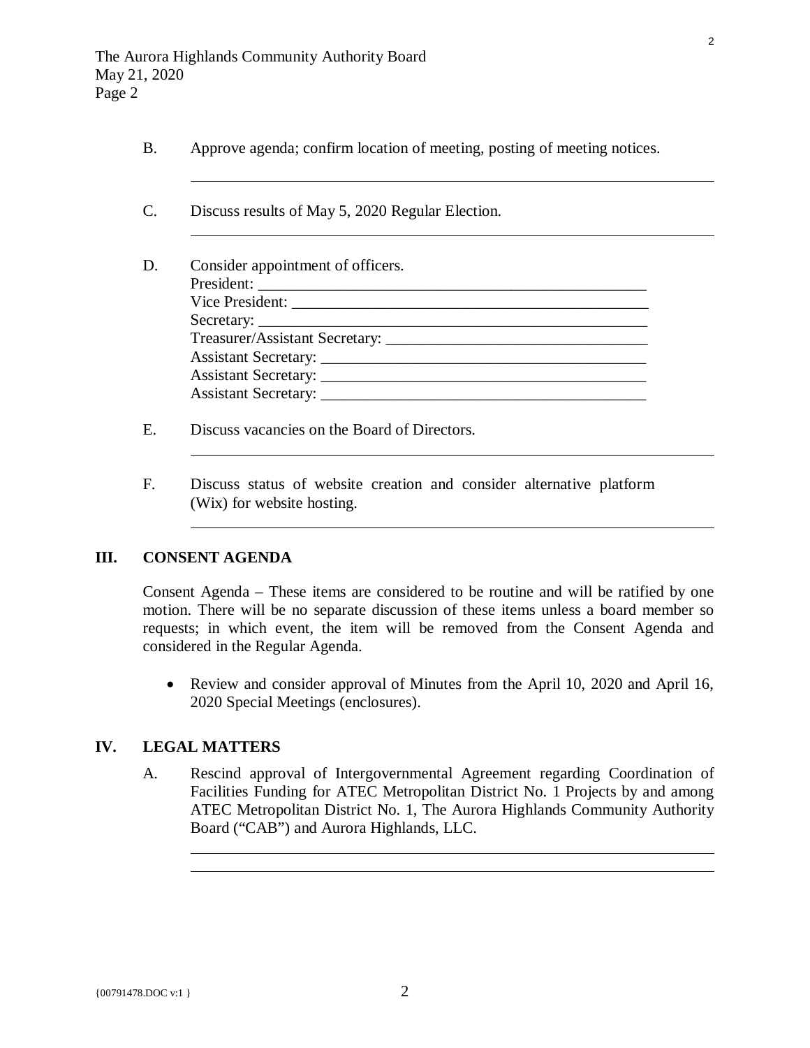B. Approve agenda; confirm location of meeting, posting of meeting notices.

C. Discuss results of May 5, 2020 Regular Election.

D. Consider appointment of officers.
President: ______________________________
Vice President: ______________________________
Secretary: ______________________________
Treasurer/Assistant Secretary: ______________________________
Assistant Secretary: ______________________________
Assistant Secretary: ______________________________
Assistant Secretary: ______________________________

E. Discuss vacancies on the Board of Directors.

F. Discuss status of website creation and consider alternative platform (Wix) for website hosting.

## III. CONSENT AGENDA

Consent Agenda – These items are considered to be routine and will be ratified by one motion. There will be no separate discussion of these items unless a board member so requests; in which event, the item will be removed from the Consent Agenda and considered in the Regular Agenda.

- Review and consider approval of Minutes from the April 10, 2020 and April 16, 2020 Special Meetings (enclosures).

## IV. LEGAL MATTERS

A. Rescind approval of Intergovernmental Agreement regarding Coordination of Facilities Funding for ATEC Metropolitan District No. 1 Projects by and among ATEC Metropolitan District No. 1, The Aurora Highlands Community Authority Board ("CAB") and Aurora Highlands, LLC.

{00791478.DOC v:1 }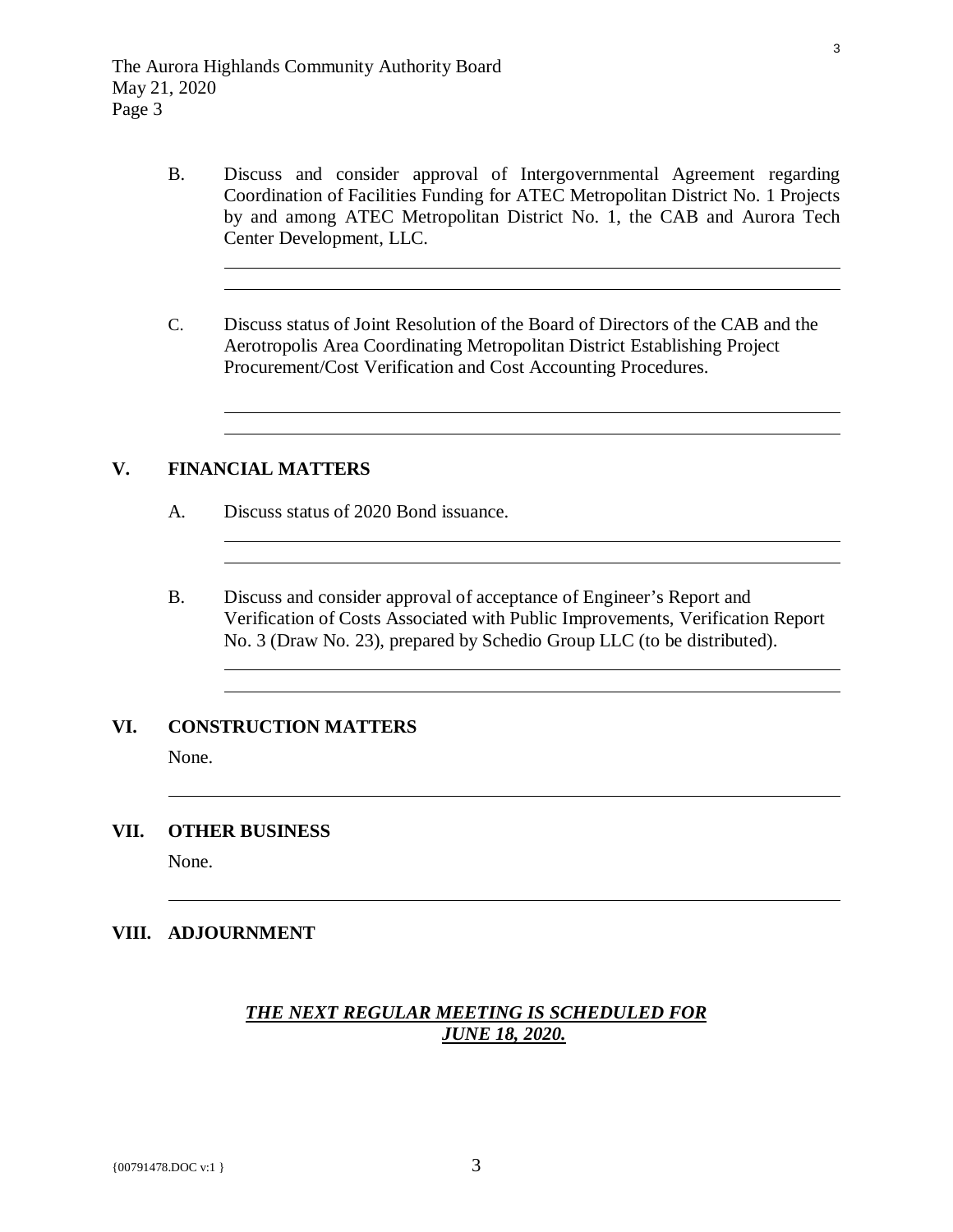B. Discuss and consider approval of Intergovernmental Agreement regarding Coordination of Facilities Funding for ATEC Metropolitan District No. 1 Projects by and among ATEC Metropolitan District No. 1, the CAB and Aurora Tech Center Development, LLC.

C. Discuss status of Joint Resolution of the Board of Directors of the CAB and the Aerotropolis Area Coordinating Metropolitan District Establishing Project Procurement/Cost Verification and Cost Accounting Procedures.

## V. FINANCIAL MATTERS

A. Discuss status of 2020 Bond issuance.

B. Discuss and consider approval of acceptance of Engineer's Report and Verification of Costs Associated with Public Improvements, Verification Report No. 3 (Draw No. 23), prepared by Schedio Group LLC (to be distributed).

## VI. CONSTRUCTION MATTERS

None.

## VII. OTHER BUSINESS

None.

## VIII. ADJOURNMENT

***THE NEXT REGULAR MEETING IS SCHEDULED FOR JUNE 18, 2020.***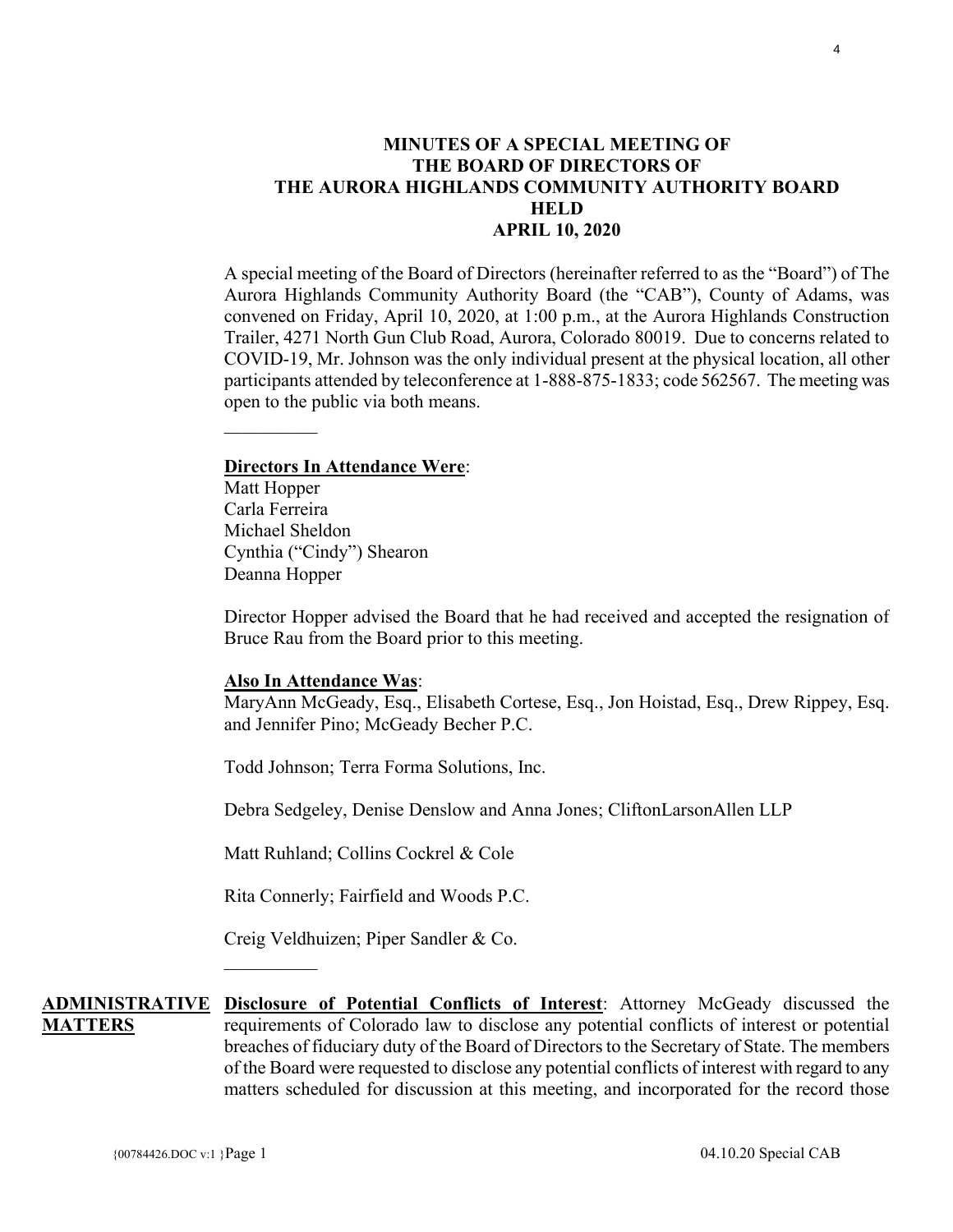# MINUTES OF A SPECIAL MEETING OF THE BOARD OF DIRECTORS OF THE AURORA HIGHLANDS COMMUNITY AUTHORITY BOARD HELD APRIL 10, 2020

A special meeting of the Board of Directors (hereinafter referred to as the "Board") of The Aurora Highlands Community Authority Board (the "CAB"), County of Adams, was convened on Friday, April 10, 2020, at 1:00 p.m., at the Aurora Highlands Construction Trailer, 4271 North Gun Club Road, Aurora, Colorado 80019. Due to concerns related to COVID-19, Mr. Johnson was the only individual present at the physical location, all other participants attended by teleconference at 1-888-875-1833; code 562567. The meeting was open to the public via both means.

---

**Directors In Attendance Were**:
Matt Hopper
Carla Ferreira
Michael Sheldon
Cynthia ("Cindy") Shearon
Deanna Hopper

Director Hopper advised the Board that he had received and accepted the resignation of Bruce Rau from the Board prior to this meeting.

**Also In Attendance Was**:
MaryAnn McGeady, Esq., Elisabeth Cortese, Esq., Jon Hoistad, Esq., Drew Rippey, Esq. and Jennifer Pino; McGeady Becher P.C.

Todd Johnson; Terra Forma Solutions, Inc.

Debra Sedgeley, Denise Denslow and Anna Jones; CliftonLarsonAllen LLP

Matt Ruhland; Collins Cockrel & Cole

Rita Connerly; Fairfield and Woods P.C.

Creig Veldhuizen; Piper Sandler & Co.

---

**ADMINISTRATIVE MATTERS**

**Disclosure of Potential Conflicts of Interest**: Attorney McGeady discussed the requirements of Colorado law to disclose any potential conflicts of interest or potential breaches of fiduciary duty of the Board of Directors to the Secretary of State. The members of the Board were requested to disclose any potential conflicts of interest with regard to any matters scheduled for discussion at this meeting, and incorporated for the record those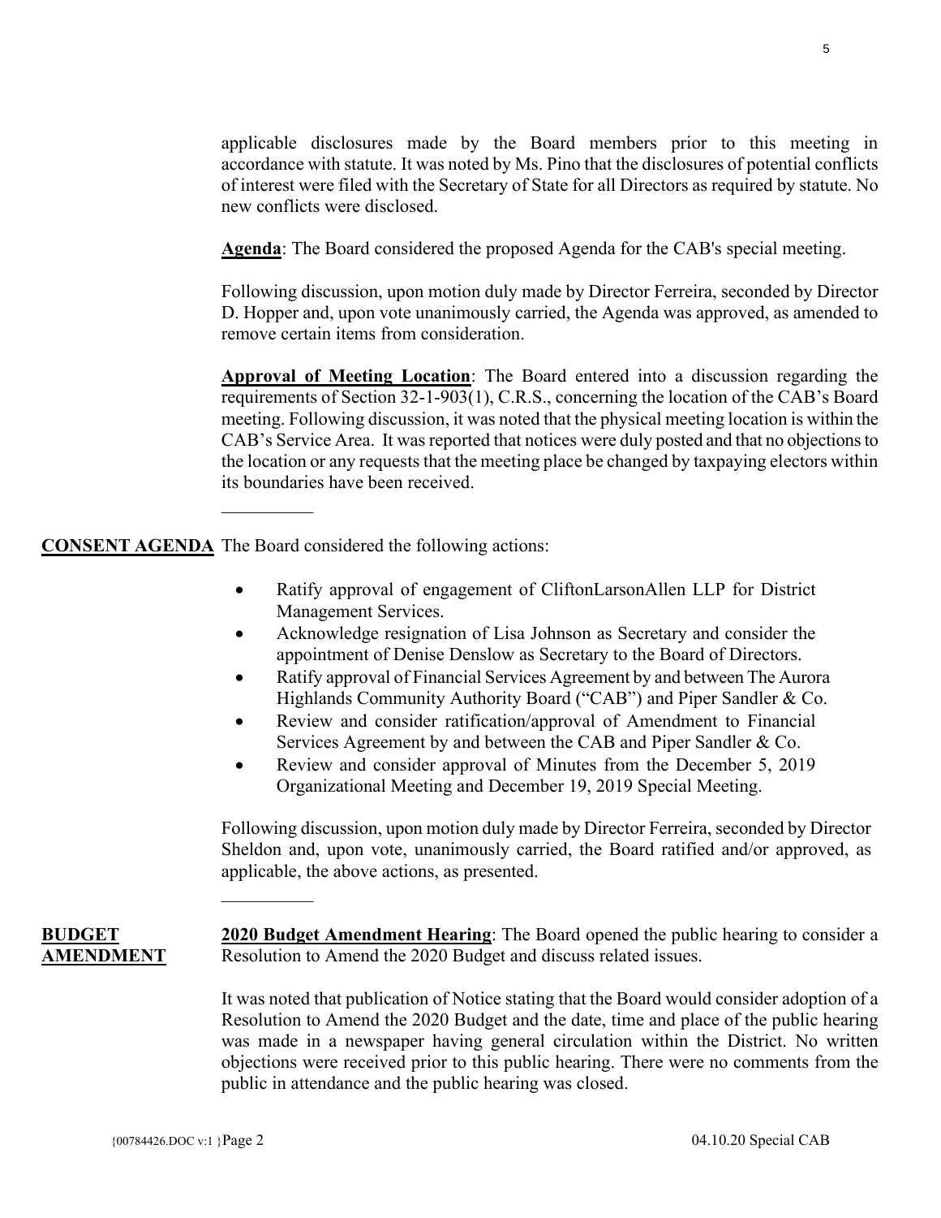applicable disclosures made by the Board members prior to this meeting in accordance with statute. It was noted by Ms. Pino that the disclosures of potential conflicts of interest were filed with the Secretary of State for all Directors as required by statute. No new conflicts were disclosed.

**Agenda**: The Board considered the proposed Agenda for the CAB's special meeting.

Following discussion, upon motion duly made by Director Ferreira, seconded by Director D. Hopper and, upon vote unanimously carried, the Agenda was approved, as amended to remove certain items from consideration.

**Approval of Meeting Location**: The Board entered into a discussion regarding the requirements of Section 32-1-903(1), C.R.S., concerning the location of the CAB's Board meeting. Following discussion, it was noted that the physical meeting location is within the CAB's Service Area. It was reported that notices were duly posted and that no objections to the location or any requests that the meeting place be changed by taxpaying electors within its boundaries have been received.

__________

**CONSENT AGENDA** The Board considered the following actions:

- Ratify approval of engagement of CliftonLarsonAllen LLP for District Management Services.
- Acknowledge resignation of Lisa Johnson as Secretary and consider the appointment of Denise Denslow as Secretary to the Board of Directors.
- Ratify approval of Financial Services Agreement by and between The Aurora Highlands Community Authority Board ("CAB") and Piper Sandler & Co.
- Review and consider ratification/approval of Amendment to Financial Services Agreement by and between the CAB and Piper Sandler & Co.
- Review and consider approval of Minutes from the December 5, 2019 Organizational Meeting and December 19, 2019 Special Meeting.

Following discussion, upon motion duly made by Director Ferreira, seconded by Director Sheldon and, upon vote, unanimously carried, the Board ratified and/or approved, as applicable, the above actions, as presented.

__________

**BUDGET AMENDMENT**

**2020 Budget Amendment Hearing**: The Board opened the public hearing to consider a Resolution to Amend the 2020 Budget and discuss related issues.

It was noted that publication of Notice stating that the Board would consider adoption of a Resolution to Amend the 2020 Budget and the date, time and place of the public hearing was made in a newspaper having general circulation within the District. No written objections were received prior to this public hearing. There were no comments from the public in attendance and the public hearing was closed.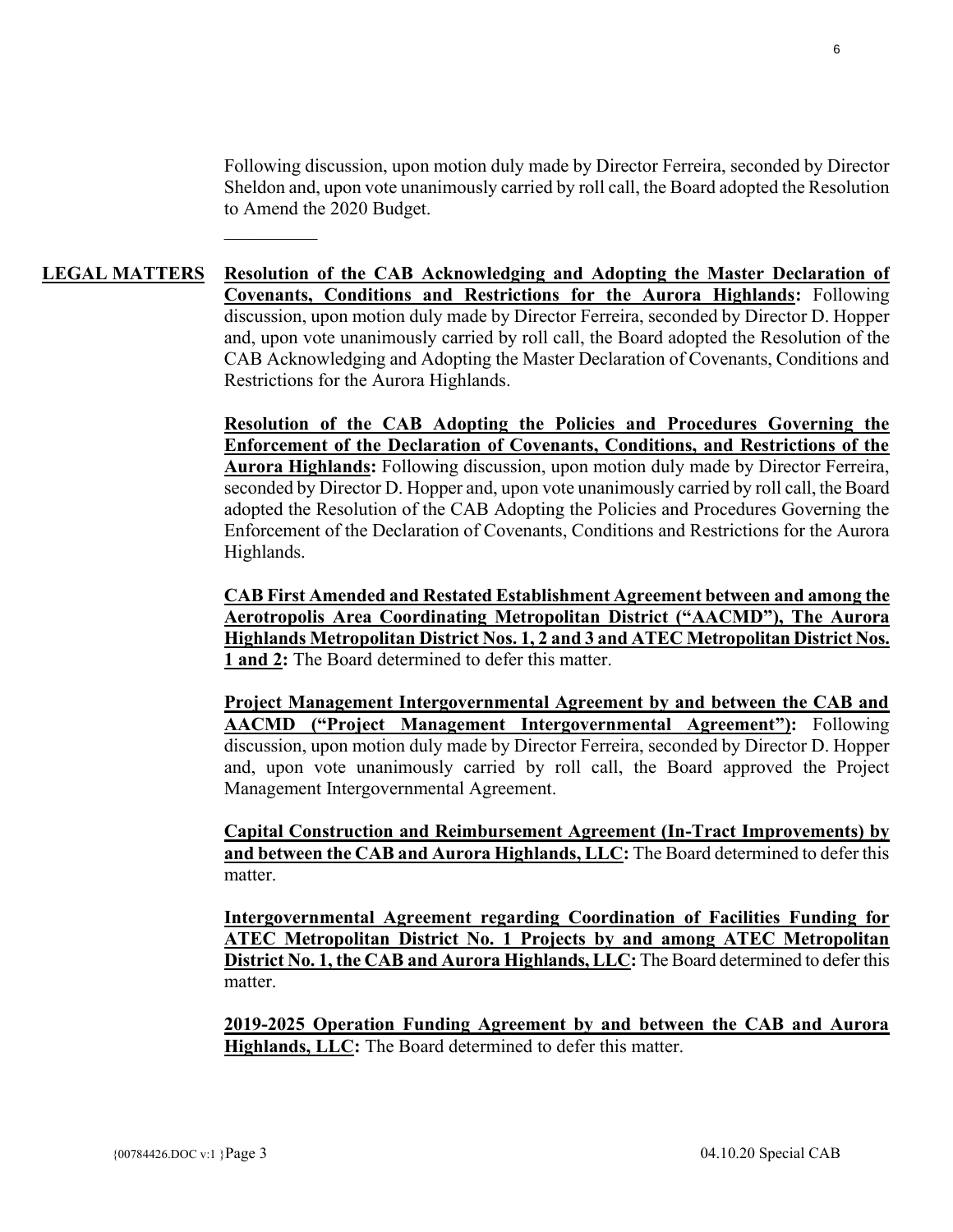Following discussion, upon motion duly made by Director Ferreira, seconded by Director Sheldon and, upon vote unanimously carried by roll call, the Board adopted the Resolution to Amend the 2020 Budget.

\_\_\_\_\_\_\_\_\_\_

**LEGAL MATTERS**

**Resolution of the CAB Acknowledging and Adopting the Master Declaration of Covenants, Conditions and Restrictions for the Aurora Highlands:** Following discussion, upon motion duly made by Director Ferreira, seconded by Director D. Hopper and, upon vote unanimously carried by roll call, the Board adopted the Resolution of the CAB Acknowledging and Adopting the Master Declaration of Covenants, Conditions and Restrictions for the Aurora Highlands.

**Resolution of the CAB Adopting the Policies and Procedures Governing the Enforcement of the Declaration of Covenants, Conditions, and Restrictions of the Aurora Highlands:** Following discussion, upon motion duly made by Director Ferreira, seconded by Director D. Hopper and, upon vote unanimously carried by roll call, the Board adopted the Resolution of the CAB Adopting the Policies and Procedures Governing the Enforcement of the Declaration of Covenants, Conditions and Restrictions for the Aurora Highlands.

**CAB First Amended and Restated Establishment Agreement between and among the Aerotropolis Area Coordinating Metropolitan District ("AACMD"), The Aurora Highlands Metropolitan District Nos. 1, 2 and 3 and ATEC Metropolitan District Nos. 1 and 2:** The Board determined to defer this matter.

**Project Management Intergovernmental Agreement by and between the CAB and AACMD ("Project Management Intergovernmental Agreement"):** Following discussion, upon motion duly made by Director Ferreira, seconded by Director D. Hopper and, upon vote unanimously carried by roll call, the Board approved the Project Management Intergovernmental Agreement.

**Capital Construction and Reimbursement Agreement (In-Tract Improvements) by and between the CAB and Aurora Highlands, LLC:** The Board determined to defer this matter.

**Intergovernmental Agreement regarding Coordination of Facilities Funding for ATEC Metropolitan District No. 1 Projects by and among ATEC Metropolitan District No. 1, the CAB and Aurora Highlands, LLC:** The Board determined to defer this matter.

**2019-2025 Operation Funding Agreement by and between the CAB and Aurora Highlands, LLC:** The Board determined to defer this matter.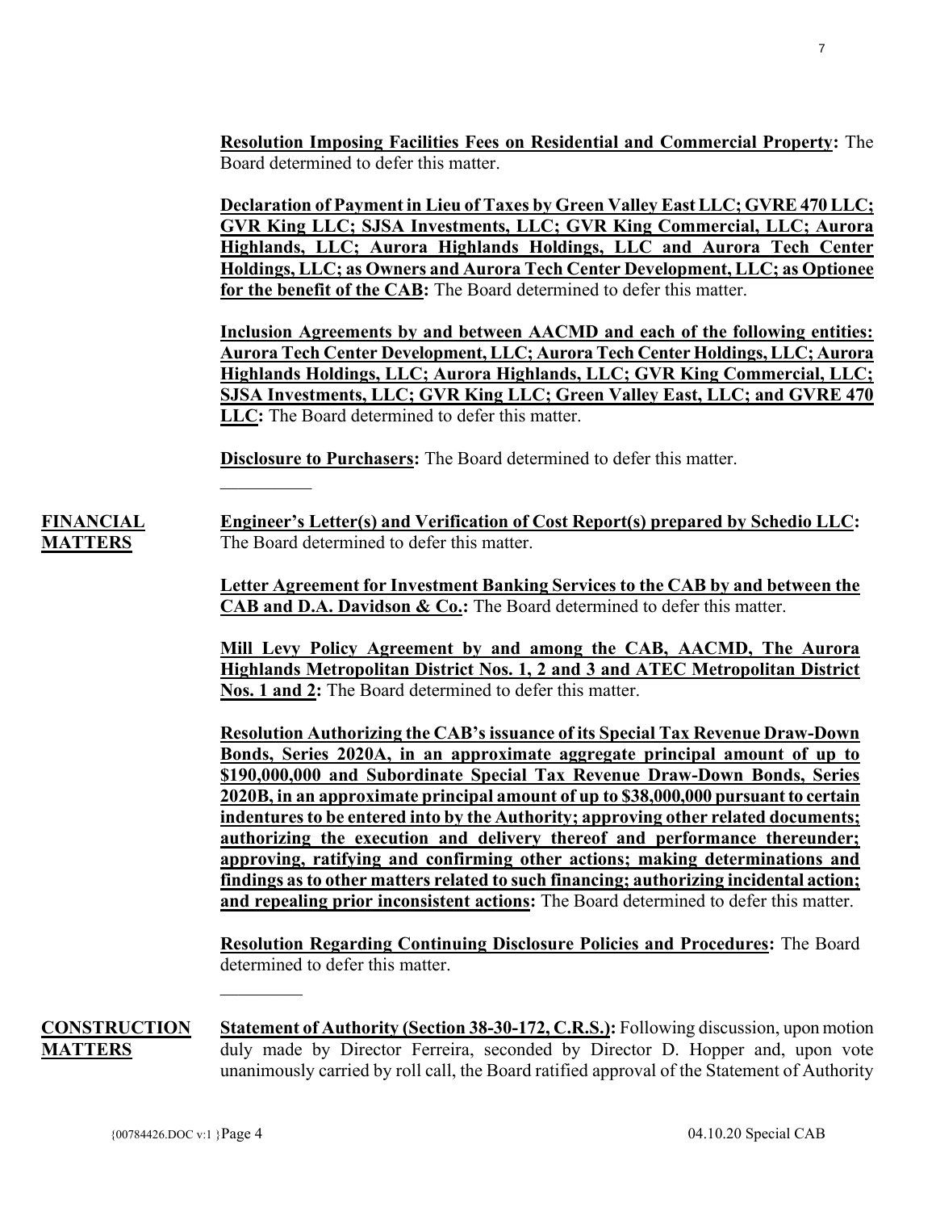**Resolution Imposing Facilities Fees on Residential and Commercial Property:** The Board determined to defer this matter.

**Declaration of Payment in Lieu of Taxes by Green Valley East LLC; GVRE 470 LLC; GVR King LLC; SJSA Investments, LLC; GVR King Commercial, LLC; Aurora Highlands, LLC; Aurora Highlands Holdings, LLC and Aurora Tech Center Holdings, LLC; as Owners and Aurora Tech Center Development, LLC; as Optionee for the benefit of the CAB:** The Board determined to defer this matter.

**Inclusion Agreements by and between AACMD and each of the following entities: Aurora Tech Center Development, LLC; Aurora Tech Center Holdings, LLC; Aurora Highlands Holdings, LLC; Aurora Highlands, LLC; GVR King Commercial, LLC; SJSA Investments, LLC; GVR King LLC; Green Valley East, LLC; and GVRE 470 LLC:** The Board determined to defer this matter.

**Disclosure to Purchasers:** The Board determined to defer this matter.

__________

**FINANCIAL MATTERS**

**Engineer's Letter(s) and Verification of Cost Report(s) prepared by Schedio LLC:** The Board determined to defer this matter.

**Letter Agreement for Investment Banking Services to the CAB by and between the CAB and D.A. Davidson & Co.:** The Board determined to defer this matter.

**Mill Levy Policy Agreement by and among the CAB, AACMD, The Aurora Highlands Metropolitan District Nos. 1, 2 and 3 and ATEC Metropolitan District Nos. 1 and 2:** The Board determined to defer this matter.

**Resolution Authorizing the CAB's issuance of its Special Tax Revenue Draw-Down Bonds, Series 2020A, in an approximate aggregate principal amount of up to \$190,000,000 and Subordinate Special Tax Revenue Draw-Down Bonds, Series 2020B, in an approximate principal amount of up to \$38,000,000 pursuant to certain indentures to be entered into by the Authority; approving other related documents; authorizing the execution and delivery thereof and performance thereunder; approving, ratifying and confirming other actions; making determinations and findings as to other matters related to such financing; authorizing incidental action; and repealing prior inconsistent actions:** The Board determined to defer this matter.

**Resolution Regarding Continuing Disclosure Policies and Procedures:** The Board determined to defer this matter.

__________

**CONSTRUCTION MATTERS**

**Statement of Authority (Section 38-30-172, C.R.S.):** Following discussion, upon motion duly made by Director Ferreira, seconded by Director D. Hopper and, upon vote unanimously carried by roll call, the Board ratified approval of the Statement of Authority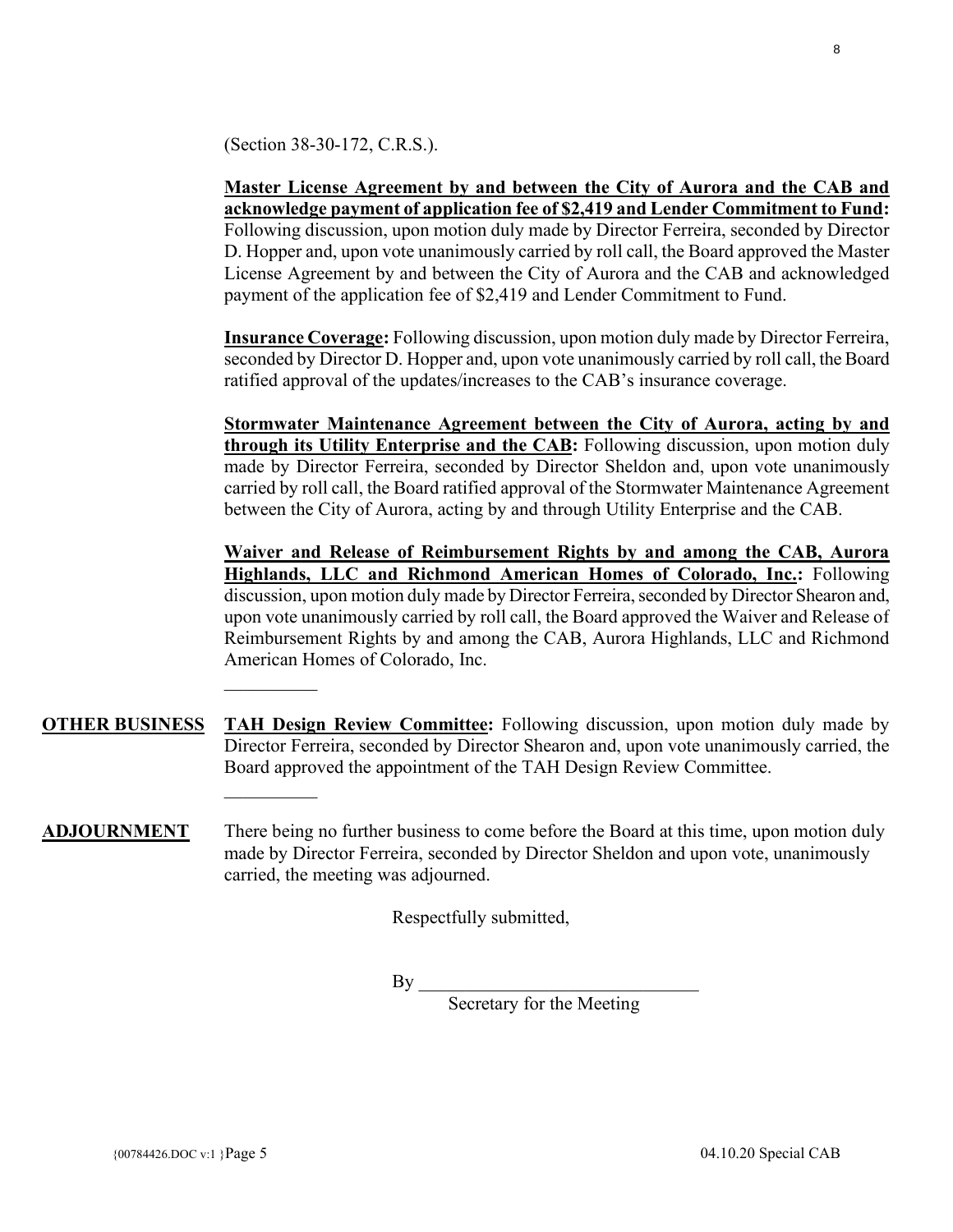(Section 38-30-172, C.R.S.).

**Master License Agreement by and between the City of Aurora and the CAB and acknowledge payment of application fee of $2,419 and Lender Commitment to Fund:** Following discussion, upon motion duly made by Director Ferreira, seconded by Director D. Hopper and, upon vote unanimously carried by roll call, the Board approved the Master License Agreement by and between the City of Aurora and the CAB and acknowledged payment of the application fee of $2,419 and Lender Commitment to Fund.

**Insurance Coverage:** Following discussion, upon motion duly made by Director Ferreira, seconded by Director D. Hopper and, upon vote unanimously carried by roll call, the Board ratified approval of the updates/increases to the CAB's insurance coverage.

**Stormwater Maintenance Agreement between the City of Aurora, acting by and through its Utility Enterprise and the CAB:** Following discussion, upon motion duly made by Director Ferreira, seconded by Director Sheldon and, upon vote unanimously carried by roll call, the Board ratified approval of the Stormwater Maintenance Agreement between the City of Aurora, acting by and through Utility Enterprise and the CAB.

**Waiver and Release of Reimbursement Rights by and among the CAB, Aurora Highlands, LLC and Richmond American Homes of Colorado, Inc.:** Following discussion, upon motion duly made by Director Ferreira, seconded by Director Shearon and, upon vote unanimously carried by roll call, the Board approved the Waiver and Release of Reimbursement Rights by and among the CAB, Aurora Highlands, LLC and Richmond American Homes of Colorado, Inc.

__________

**OTHER BUSINESS**

**TAH Design Review Committee:** Following discussion, upon motion duly made by Director Ferreira, seconded by Director Shearon and, upon vote unanimously carried, the Board approved the appointment of the TAH Design Review Committee.

__________

**ADJOURNMENT**

There being no further business to come before the Board at this time, upon motion duly made by Director Ferreira, seconded by Director Sheldon and upon vote, unanimously carried, the meeting was adjourned.

Respectfully submitted,

By ______________________________
Secretary for the Meeting

{00784426.DOC v:1 }Page 5 04.10.20 Special CAB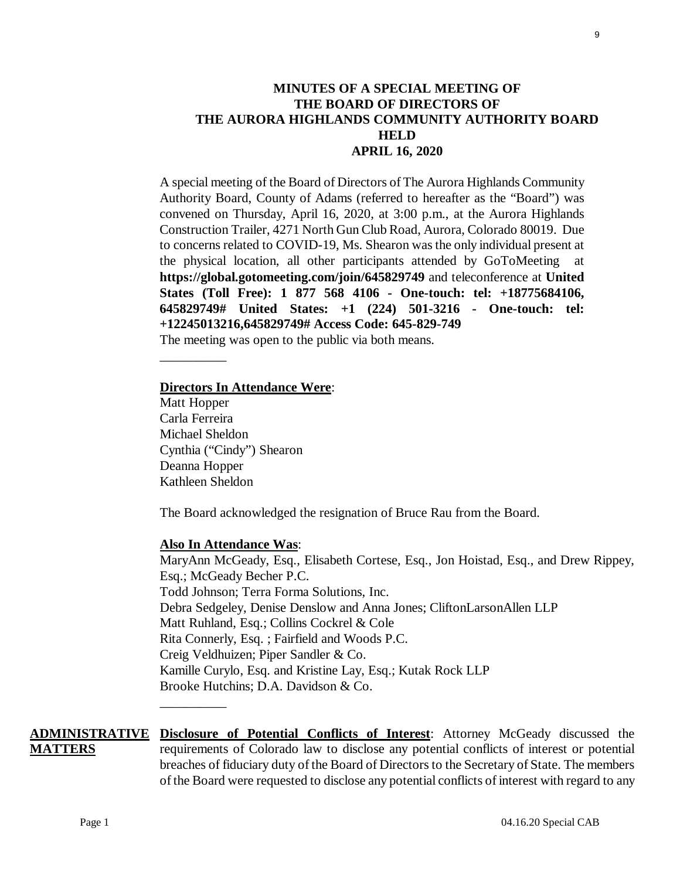# MINUTES OF A SPECIAL MEETING OF THE BOARD OF DIRECTORS OF THE AURORA HIGHLANDS COMMUNITY AUTHORITY BOARD HELD APRIL 16, 2020

A special meeting of the Board of Directors of The Aurora Highlands Community Authority Board, County of Adams (referred to hereafter as the "Board") was convened on Thursday, April 16, 2020, at 3:00 p.m., at the Aurora Highlands Construction Trailer, 4271 North Gun Club Road, Aurora, Colorado 80019. Due to concerns related to COVID-19, Ms. Shearon was the only individual present at the physical location, all other participants attended by GoToMeeting at **https://global.gotomeeting.com/join/645829749** and teleconference at **United States (Toll Free): 1 877 568 4106 - One-touch: tel: +18775684106, 645829749# United States: +1 (224) 501-3216 - One-touch: tel: +12245013216,645829749# Access Code: 645-829-749**
The meeting was open to the public via both means.

---

**Directors In Attendance Were**:
Matt Hopper
Carla Ferreira
Michael Sheldon
Cynthia ("Cindy") Shearon
Deanna Hopper
Kathleen Sheldon

The Board acknowledged the resignation of Bruce Rau from the Board.

**Also In Attendance Was**:
MaryAnn McGeady, Esq., Elisabeth Cortese, Esq., Jon Hoistad, Esq., and Drew Rippey, Esq.; McGeady Becher P.C.
Todd Johnson; Terra Forma Solutions, Inc.
Debra Sedgeley, Denise Denslow and Anna Jones; CliftonLarsonAllen LLP
Matt Ruhland, Esq.; Collins Cockrel & Cole
Rita Connerly, Esq. ; Fairfield and Woods P.C.
Creig Veldhuizen; Piper Sandler & Co.
Kamille Curylo, Esq. and Kristine Lay, Esq.; Kutak Rock LLP
Brooke Hutchins; D.A. Davidson & Co.

---

**ADMINISTRATIVE MATTERS**

**Disclosure of Potential Conflicts of Interest**: Attorney McGeady discussed the requirements of Colorado law to disclose any potential conflicts of interest or potential breaches of fiduciary duty of the Board of Directors to the Secretary of State. The members of the Board were requested to disclose any potential conflicts of interest with regard to any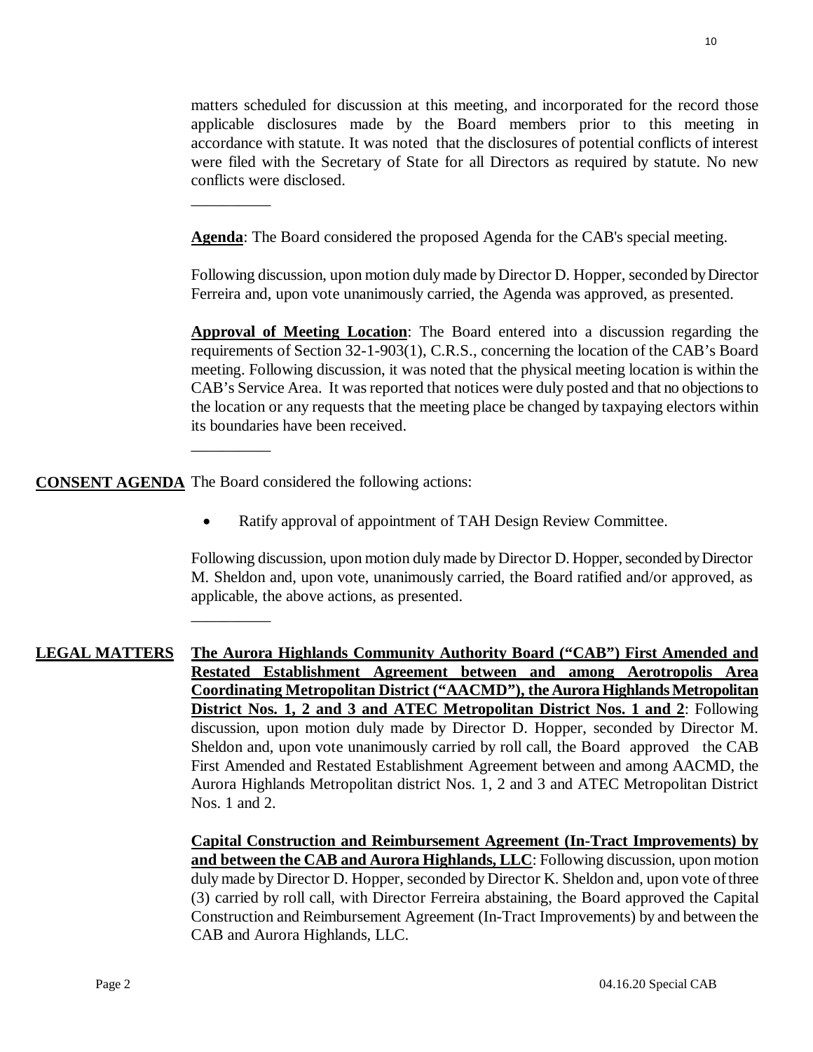matters scheduled for discussion at this meeting, and incorporated for the record those applicable disclosures made by the Board members prior to this meeting in accordance with statute. It was noted that the disclosures of potential conflicts of interest were filed with the Secretary of State for all Directors as required by statute. No new conflicts were disclosed.

__________

**Agenda**: The Board considered the proposed Agenda for the CAB's special meeting.

Following discussion, upon motion duly made by Director D. Hopper, seconded by Director Ferreira and, upon vote unanimously carried, the Agenda was approved, as presented.

**Approval of Meeting Location**: The Board entered into a discussion regarding the requirements of Section 32-1-903(1), C.R.S., concerning the location of the CAB's Board meeting. Following discussion, it was noted that the physical meeting location is within the CAB's Service Area. It was reported that notices were duly posted and that no objections to the location or any requests that the meeting place be changed by taxpaying electors within its boundaries have been received.

__________

**CONSENT AGENDA** The Board considered the following actions:

- Ratify approval of appointment of TAH Design Review Committee.

Following discussion, upon motion duly made by Director D. Hopper, seconded by Director M. Sheldon and, upon vote, unanimously carried, the Board ratified and/or approved, as applicable, the above actions, as presented.

__________

**LEGAL MATTERS** **The Aurora Highlands Community Authority Board ("CAB") First Amended and Restated Establishment Agreement between and among Aerotropolis Area Coordinating Metropolitan District ("AACMD"), the Aurora Highlands Metropolitan District Nos. 1, 2 and 3 and ATEC Metropolitan District Nos. 1 and 2**: Following discussion, upon motion duly made by Director D. Hopper, seconded by Director M. Sheldon and, upon vote unanimously carried by roll call, the Board approved the CAB First Amended and Restated Establishment Agreement between and among AACMD, the Aurora Highlands Metropolitan district Nos. 1, 2 and 3 and ATEC Metropolitan District Nos. 1 and 2.

**Capital Construction and Reimbursement Agreement (In-Tract Improvements) by and between the CAB and Aurora Highlands, LLC**: Following discussion, upon motion duly made by Director D. Hopper, seconded by Director K. Sheldon and, upon vote of three (3) carried by roll call, with Director Ferreira abstaining, the Board approved the Capital Construction and Reimbursement Agreement (In-Tract Improvements) by and between the CAB and Aurora Highlands, LLC.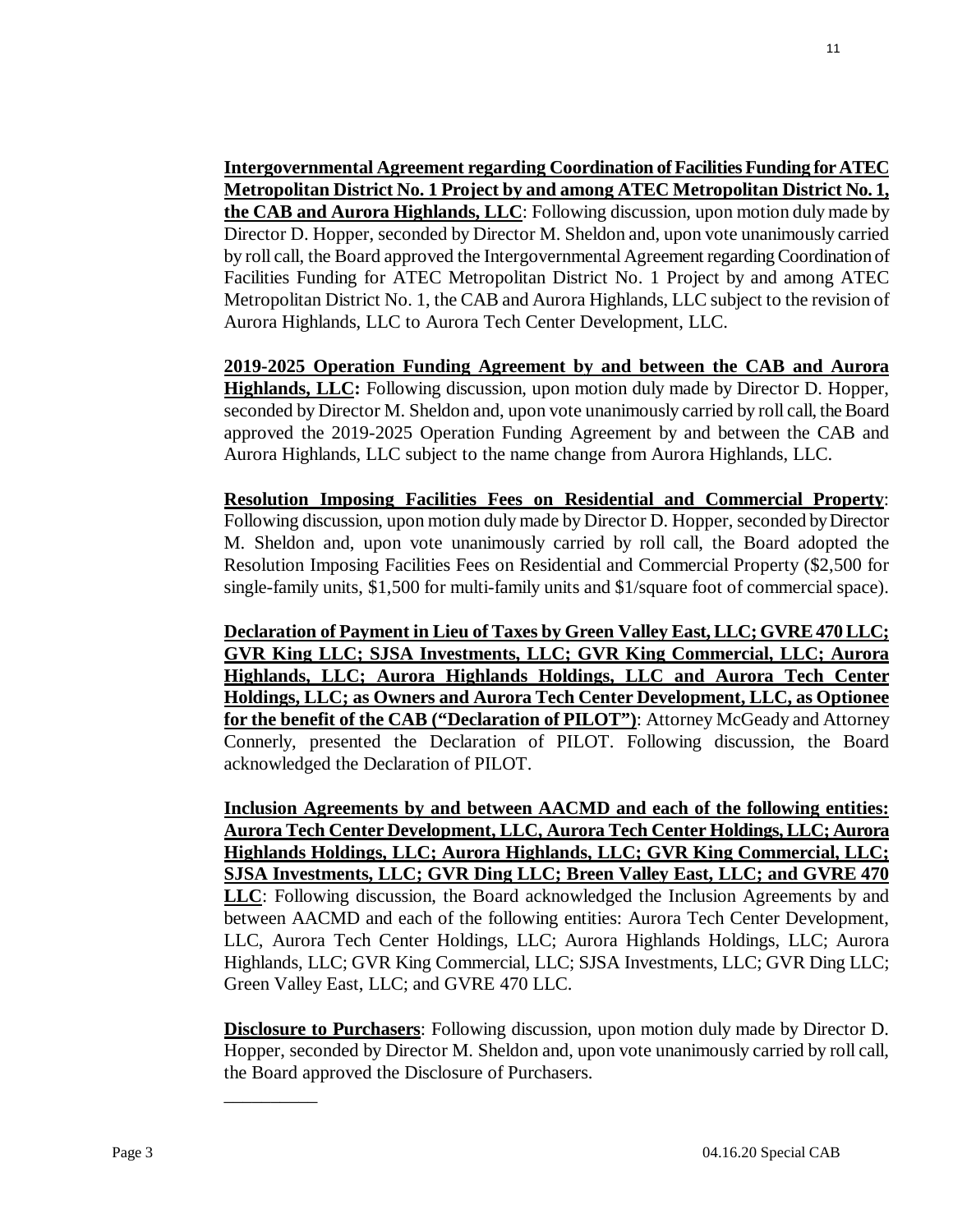**Intergovernmental Agreement regarding Coordination of Facilities Funding for ATEC Metropolitan District No. 1 Project by and among ATEC Metropolitan District No. 1, the CAB and Aurora Highlands, LLC**: Following discussion, upon motion duly made by Director D. Hopper, seconded by Director M. Sheldon and, upon vote unanimously carried by roll call, the Board approved the Intergovernmental Agreement regarding Coordination of Facilities Funding for ATEC Metropolitan District No. 1 Project by and among ATEC Metropolitan District No. 1, the CAB and Aurora Highlands, LLC subject to the revision of Aurora Highlands, LLC to Aurora Tech Center Development, LLC.

**2019-2025 Operation Funding Agreement by and between the CAB and Aurora Highlands, LLC:** Following discussion, upon motion duly made by Director D. Hopper, seconded by Director M. Sheldon and, upon vote unanimously carried by roll call, the Board approved the 2019-2025 Operation Funding Agreement by and between the CAB and Aurora Highlands, LLC subject to the name change from Aurora Highlands, LLC.

**Resolution Imposing Facilities Fees on Residential and Commercial Property**: Following discussion, upon motion duly made by Director D. Hopper, seconded by Director M. Sheldon and, upon vote unanimously carried by roll call, the Board adopted the Resolution Imposing Facilities Fees on Residential and Commercial Property ($2,500 for single-family units, $1,500 for multi-family units and $1/square foot of commercial space).

**Declaration of Payment in Lieu of Taxes by Green Valley East, LLC; GVRE 470 LLC; GVR King LLC; SJSA Investments, LLC; GVR King Commercial, LLC; Aurora Highlands, LLC; Aurora Highlands Holdings, LLC and Aurora Tech Center Holdings, LLC; as Owners and Aurora Tech Center Development, LLC, as Optionee for the benefit of the CAB ("Declaration of PILOT")**: Attorney McGeady and Attorney Connerly, presented the Declaration of PILOT. Following discussion, the Board acknowledged the Declaration of PILOT.

**Inclusion Agreements by and between AACMD and each of the following entities: Aurora Tech Center Development, LLC, Aurora Tech Center Holdings, LLC; Aurora Highlands Holdings, LLC; Aurora Highlands, LLC; GVR King Commercial, LLC; SJSA Investments, LLC; GVR Ding LLC; Breen Valley East, LLC; and GVRE 470 LLC**: Following discussion, the Board acknowledged the Inclusion Agreements by and between AACMD and each of the following entities: Aurora Tech Center Development, LLC, Aurora Tech Center Holdings, LLC; Aurora Highlands Holdings, LLC; Aurora Highlands, LLC; GVR King Commercial, LLC; SJSA Investments, LLC; GVR Ding LLC; Green Valley East, LLC; and GVRE 470 LLC.

**Disclosure to Purchasers**: Following discussion, upon motion duly made by Director D. Hopper, seconded by Director M. Sheldon and, upon vote unanimously carried by roll call, the Board approved the Disclosure of Purchasers.

__________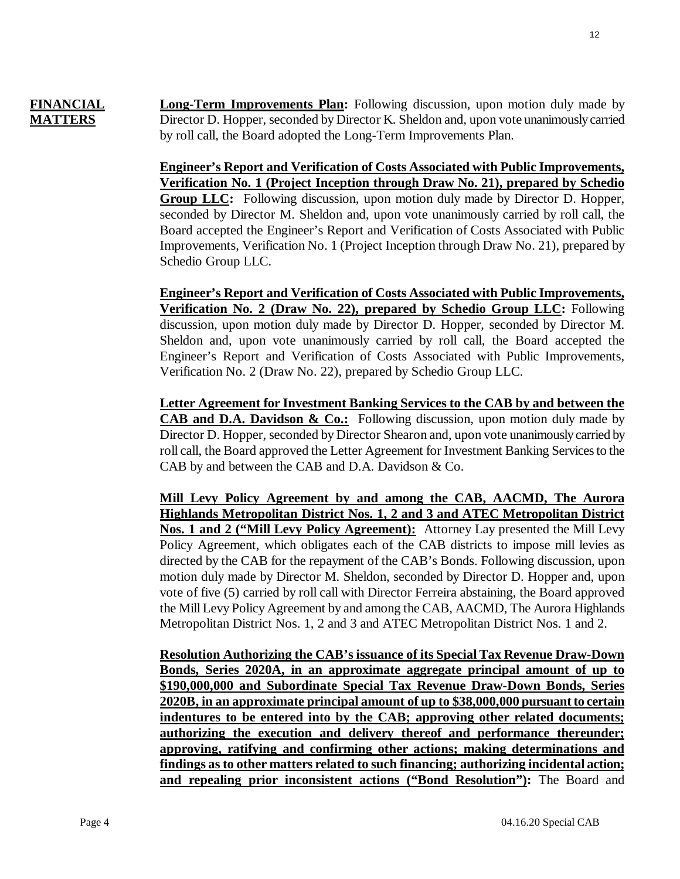**FINANCIAL MATTERS**

**Long-Term Improvements Plan:** Following discussion, upon motion duly made by Director D. Hopper, seconded by Director K. Sheldon and, upon vote unanimously carried by roll call, the Board adopted the Long-Term Improvements Plan.

**Engineer's Report and Verification of Costs Associated with Public Improvements, Verification No. 1 (Project Inception through Draw No. 21), prepared by Schedio Group LLC:** Following discussion, upon motion duly made by Director D. Hopper, seconded by Director M. Sheldon and, upon vote unanimously carried by roll call, the Board accepted the Engineer's Report and Verification of Costs Associated with Public Improvements, Verification No. 1 (Project Inception through Draw No. 21), prepared by Schedio Group LLC.

**Engineer's Report and Verification of Costs Associated with Public Improvements, Verification No. 2 (Draw No. 22), prepared by Schedio Group LLC:** Following discussion, upon motion duly made by Director D. Hopper, seconded by Director M. Sheldon and, upon vote unanimously carried by roll call, the Board accepted the Engineer's Report and Verification of Costs Associated with Public Improvements, Verification No. 2 (Draw No. 22), prepared by Schedio Group LLC.

**Letter Agreement for Investment Banking Services to the CAB by and between the CAB and D.A. Davidson & Co.:** Following discussion, upon motion duly made by Director D. Hopper, seconded by Director Shearon and, upon vote unanimously carried by roll call, the Board approved the Letter Agreement for Investment Banking Services to the CAB by and between the CAB and D.A. Davidson & Co.

**Mill Levy Policy Agreement by and among the CAB, AACMD, The Aurora Highlands Metropolitan District Nos. 1, 2 and 3 and ATEC Metropolitan District Nos. 1 and 2 ("Mill Levy Policy Agreement"):** Attorney Lay presented the Mill Levy Policy Agreement, which obligates each of the CAB districts to impose mill levies as directed by the CAB for the repayment of the CAB's Bonds. Following discussion, upon motion duly made by Director M. Sheldon, seconded by Director D. Hopper and, upon vote of five (5) carried by roll call with Director Ferreira abstaining, the Board approved the Mill Levy Policy Agreement by and among the CAB, AACMD, The Aurora Highlands Metropolitan District Nos. 1, 2 and 3 and ATEC Metropolitan District Nos. 1 and 2.

**Resolution Authorizing the CAB's issuance of its Special Tax Revenue Draw-Down Bonds, Series 2020A, in an approximate aggregate principal amount of up to $190,000,000 and Subordinate Special Tax Revenue Draw-Down Bonds, Series 2020B, in an approximate principal amount of up to $38,000,000 pursuant to certain indentures to be entered into by the CAB; approving other related documents; authorizing the execution and delivery thereof and performance thereunder; approving, ratifying and confirming other actions; making determinations and findings as to other matters related to such financing; authorizing incidental action; and repealing prior inconsistent actions ("Bond Resolution"):** The Board and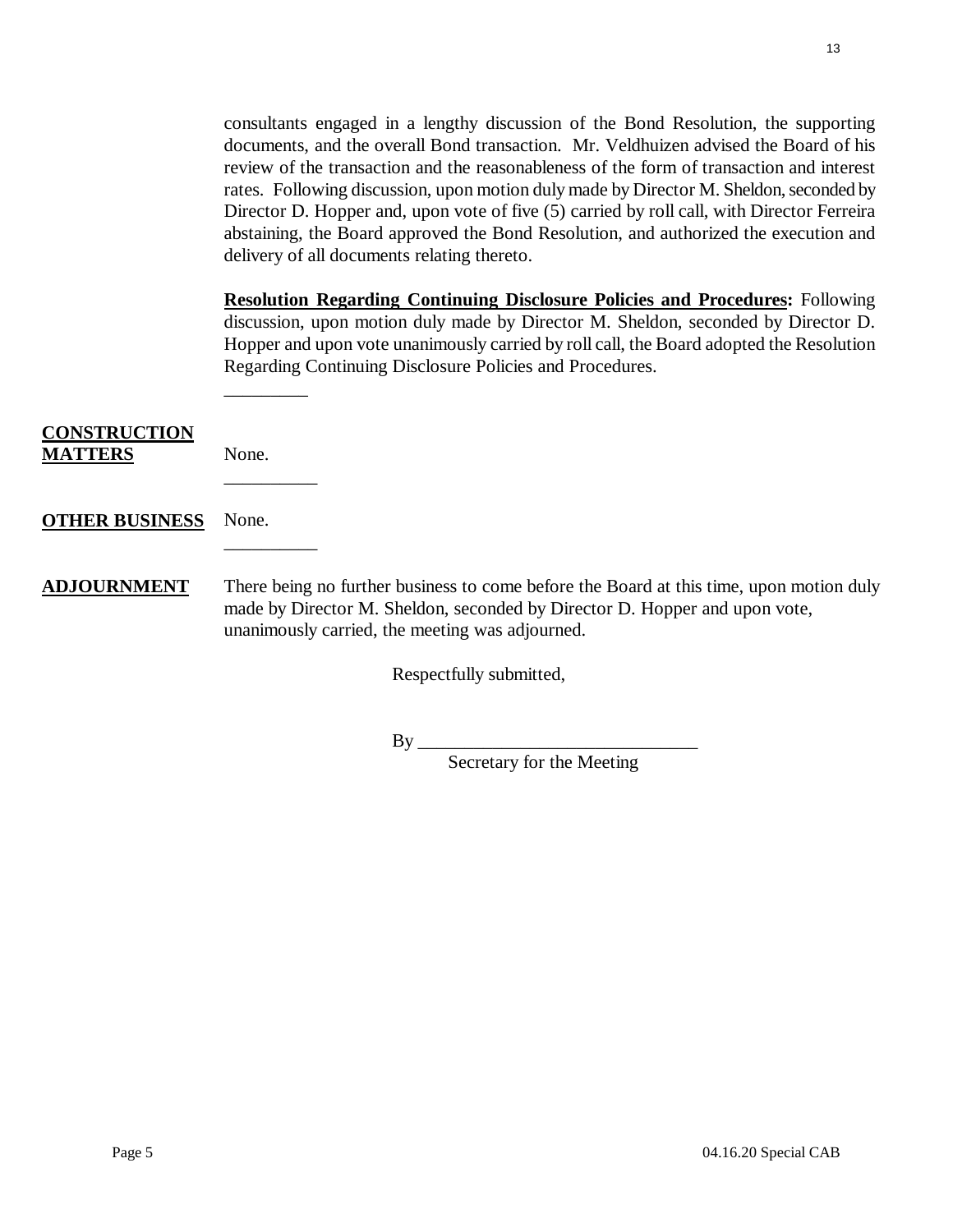consultants engaged in a lengthy discussion of the Bond Resolution, the supporting documents, and the overall Bond transaction. Mr. Veldhuizen advised the Board of his review of the transaction and the reasonableness of the form of transaction and interest rates. Following discussion, upon motion duly made by Director M. Sheldon, seconded by Director D. Hopper and, upon vote of five (5) carried by roll call, with Director Ferreira abstaining, the Board approved the Bond Resolution, and authorized the execution and delivery of all documents relating thereto.

**Resolution Regarding Continuing Disclosure Policies and Procedures:** Following discussion, upon motion duly made by Director M. Sheldon, seconded by Director D. Hopper and upon vote unanimously carried by roll call, the Board adopted the Resolution Regarding Continuing Disclosure Policies and Procedures.

_________

**CONSTRUCTION MATTERS** None.

__________

**OTHER BUSINESS** None.

__________

**ADJOURNMENT** There being no further business to come before the Board at this time, upon motion duly made by Director M. Sheldon, seconded by Director D. Hopper and upon vote, unanimously carried, the meeting was adjourned.

Respectfully submitted,

By ______________________________
Secretary for the Meeting